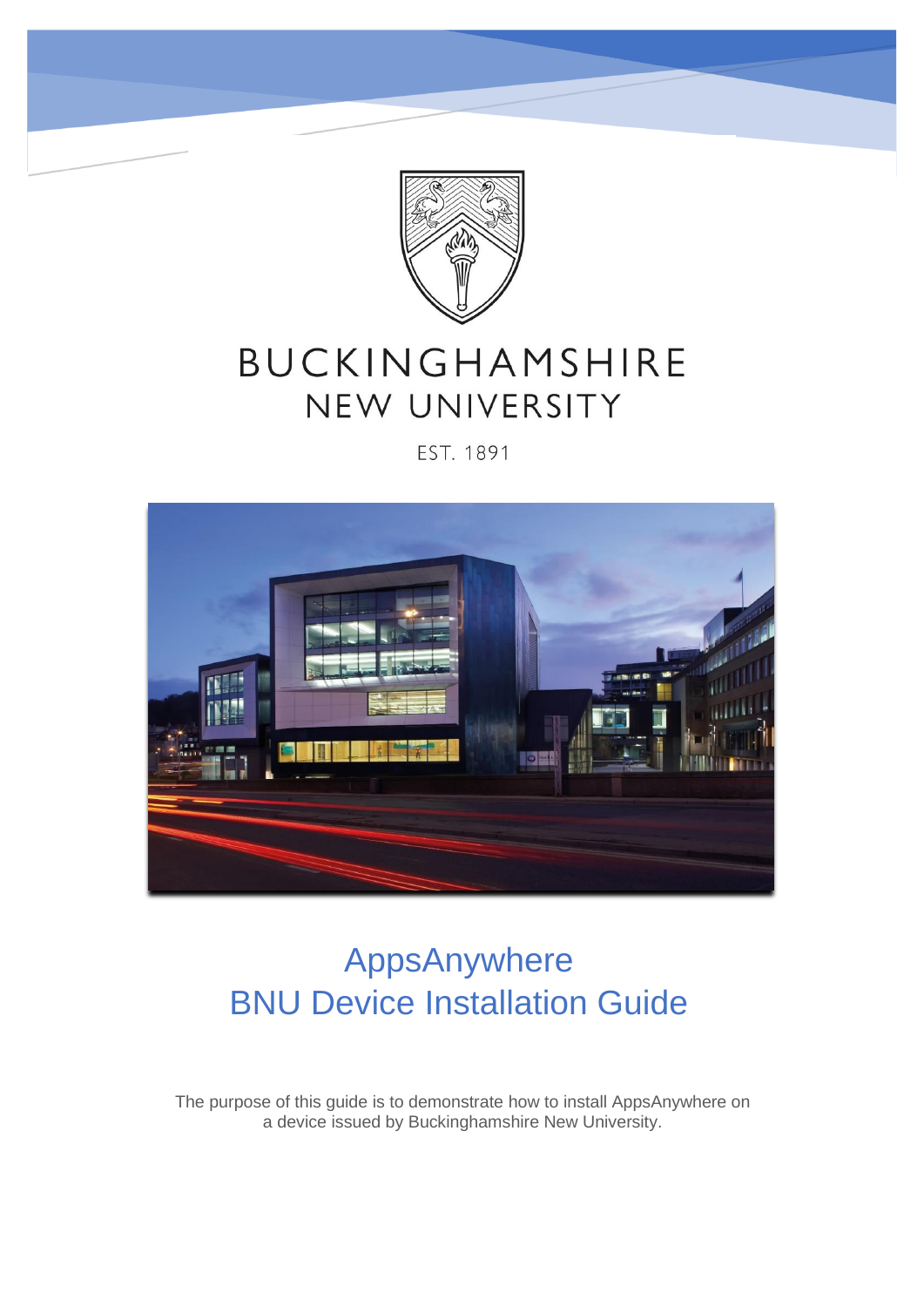BUCKINGHAMSHIRE
NEW UNIVERSITY

EST. 1891

# AppsAnywhere
# BNU Device Installation Guide

The purpose of this guide is to demonstrate how to install AppsAnywhere on a device issued by Buckinghamshire New University.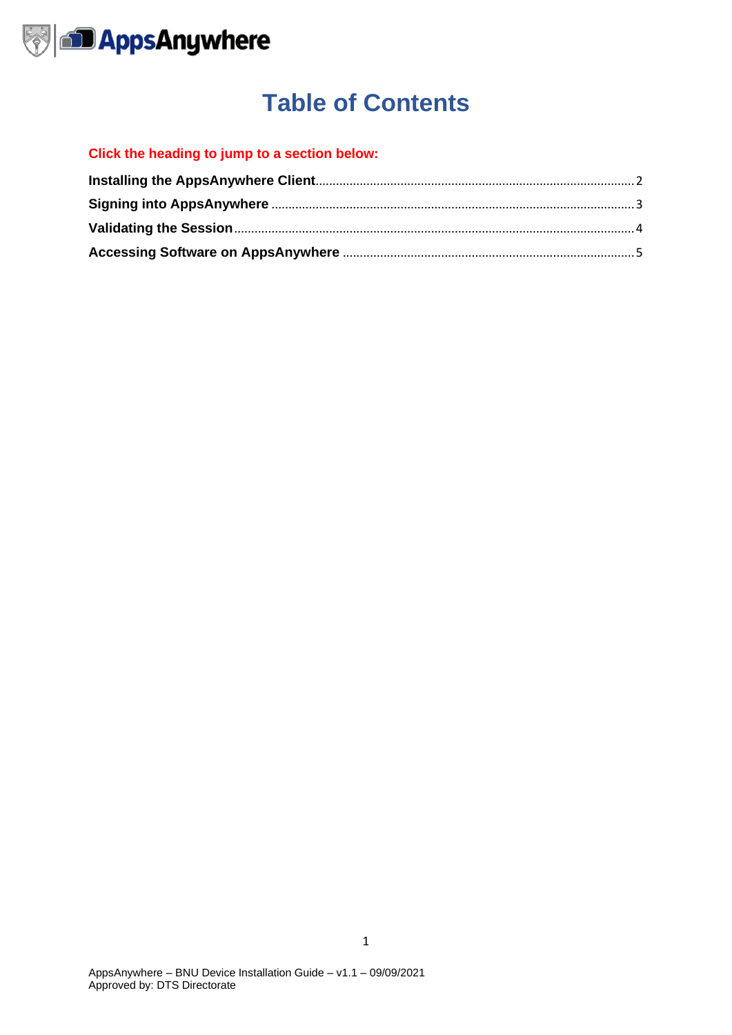# Table of Contents

**Click the heading to jump to a section below:**

**Installing the AppsAnywhere Client** ........ 2
**Signing into AppsAnywhere** ........ 3
**Validating the Session** ........ 4
**Accessing Software on AppsAnywhere** ........ 5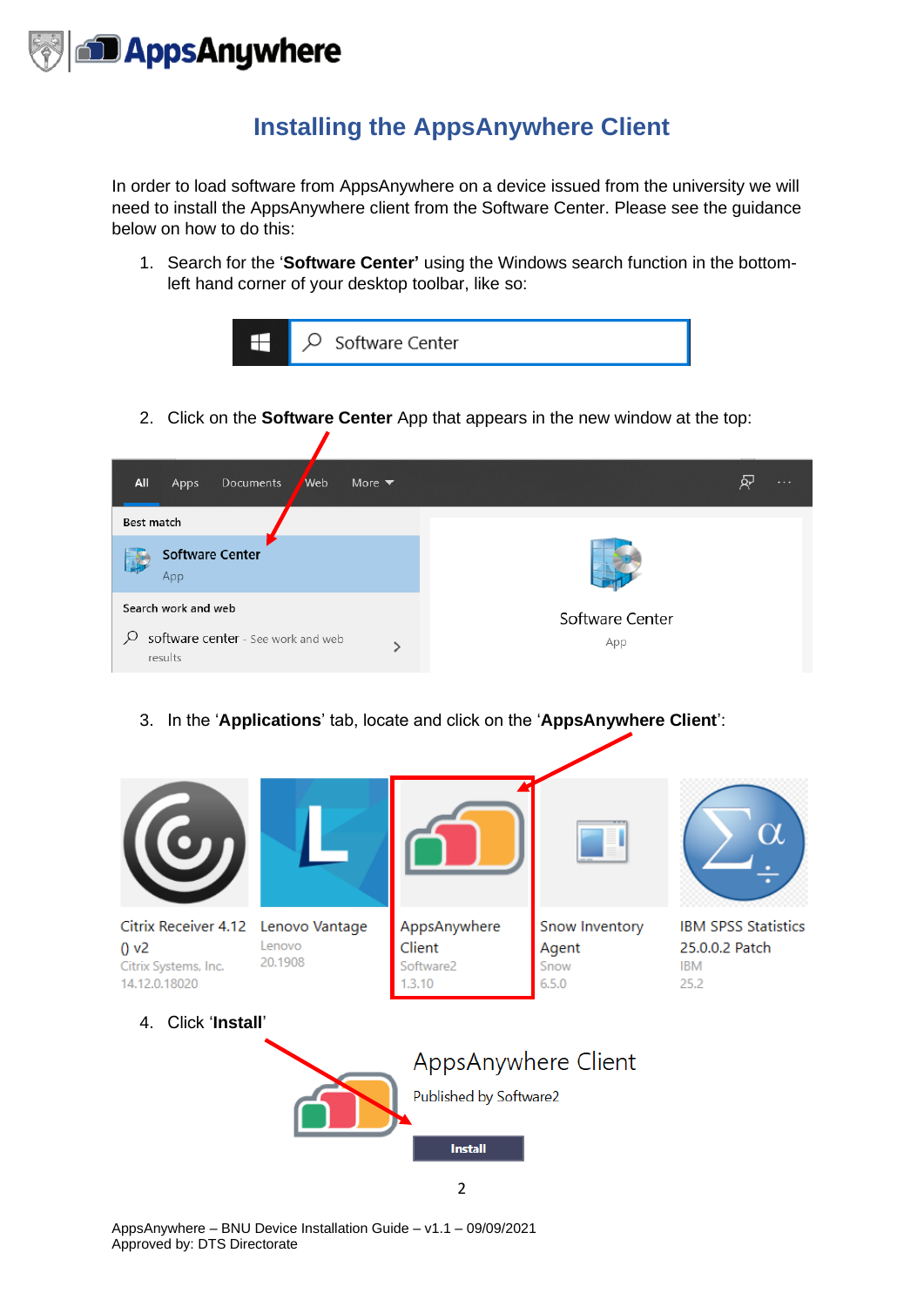# Installing the AppsAnywhere Client

In order to load software from AppsAnywhere on a device issued from the university we will need to install the AppsAnywhere client from the Software Center. Please see the guidance below on how to do this:

1. Search for the '**Software Center'** using the Windows search function in the bottom-left hand corner of your desktop toolbar, like so:

2. Click on the **Software Center** App that appears in the new window at the top:

3. In the '**Applications**' tab, locate and click on the '**AppsAnywhere Client**':

4. Click '**Install**'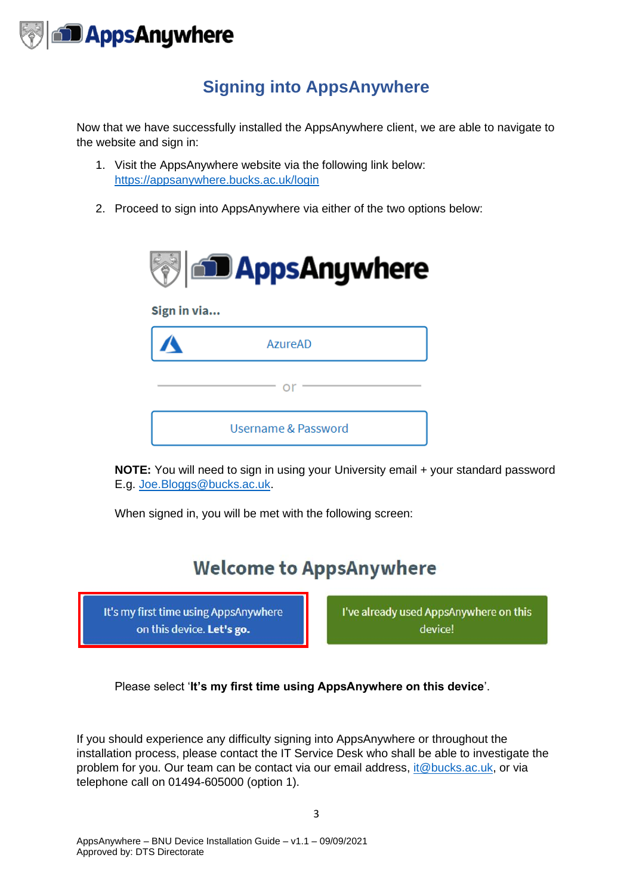# Signing into AppsAnywhere

Now that we have successfully installed the AppsAnywhere client, we are able to navigate to the website and sign in:

1. Visit the AppsAnywhere website via the following link below: https://appsanywhere.bucks.ac.uk/login

2. Proceed to sign into AppsAnywhere via either of the two options below:

   **NOTE:** You will need to sign in using your University email + your standard password E.g. Joe.Bloggs@bucks.ac.uk.

   When signed in, you will be met with the following screen:

   Please select '**It's my first time using AppsAnywhere on this device**'.

If you should experience any difficulty signing into AppsAnywhere or throughout the installation process, please contact the IT Service Desk who shall be able to investigate the problem for you. Our team can be contact via our email address, it@bucks.ac.uk, or via telephone call on 01494-605000 (option 1).

AppsAnywhere – BNU Device Installation Guide – v1.1 – 09/09/2021
Approved by: DTS Directorate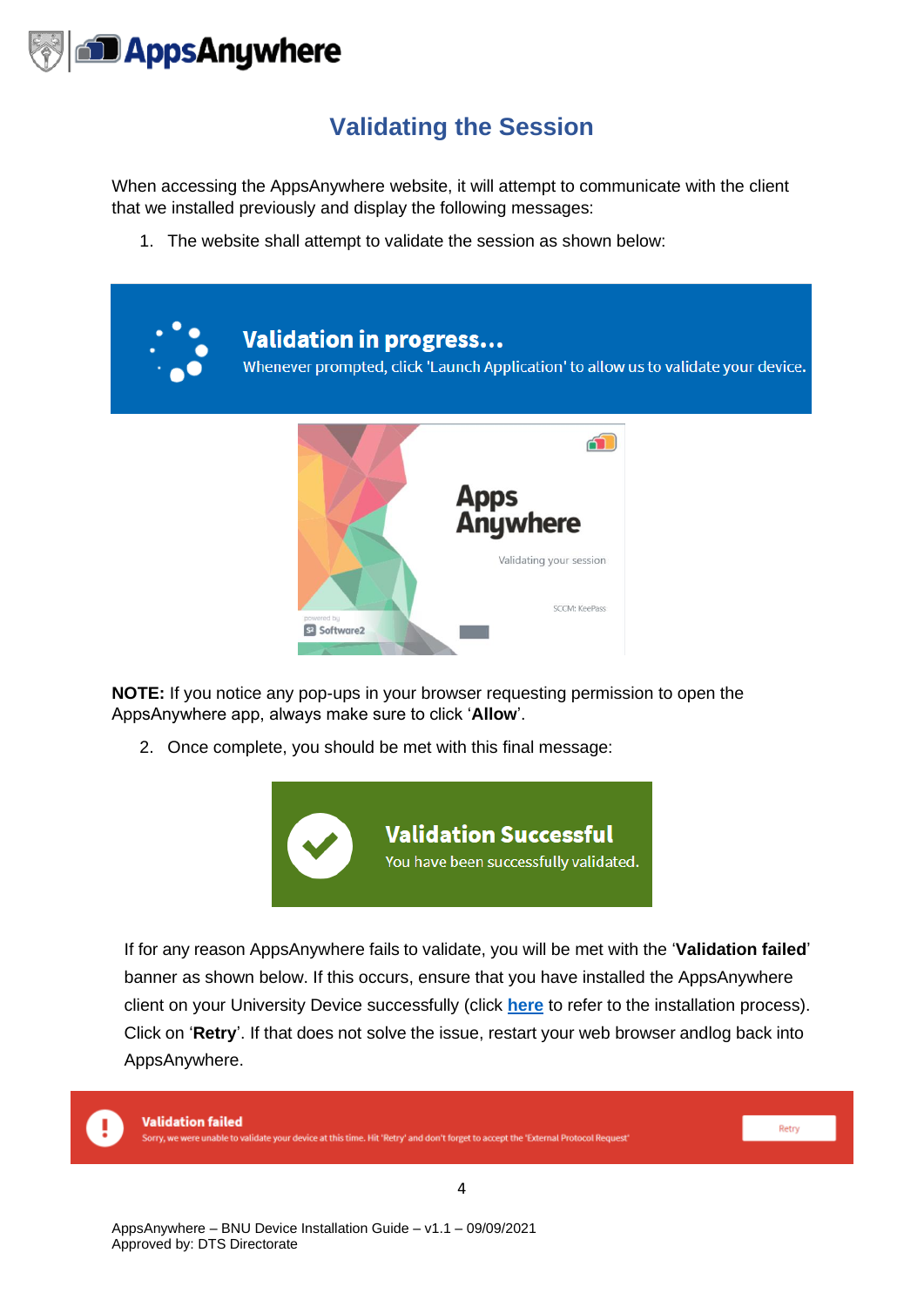# Validating the Session

When accessing the AppsAnywhere website, it will attempt to communicate with the client that we installed previously and display the following messages:

1. The website shall attempt to validate the session as shown below:

**NOTE:** If you notice any pop-ups in your browser requesting permission to open the AppsAnywhere app, always make sure to click '**Allow**'.

2. Once complete, you should be met with this final message:

If for any reason AppsAnywhere fails to validate, you will be met with the '**Validation failed**' banner as shown below. If this occurs, ensure that you have installed the AppsAnywhere client on your University Device successfully (click **here** to refer to the installation process). Click on '**Retry**'. If that does not solve the issue, restart your web browser andlog back into AppsAnywhere.

AppsAnywhere – BNU Device Installation Guide – v1.1 – 09/09/2021
Approved by: DTS Directorate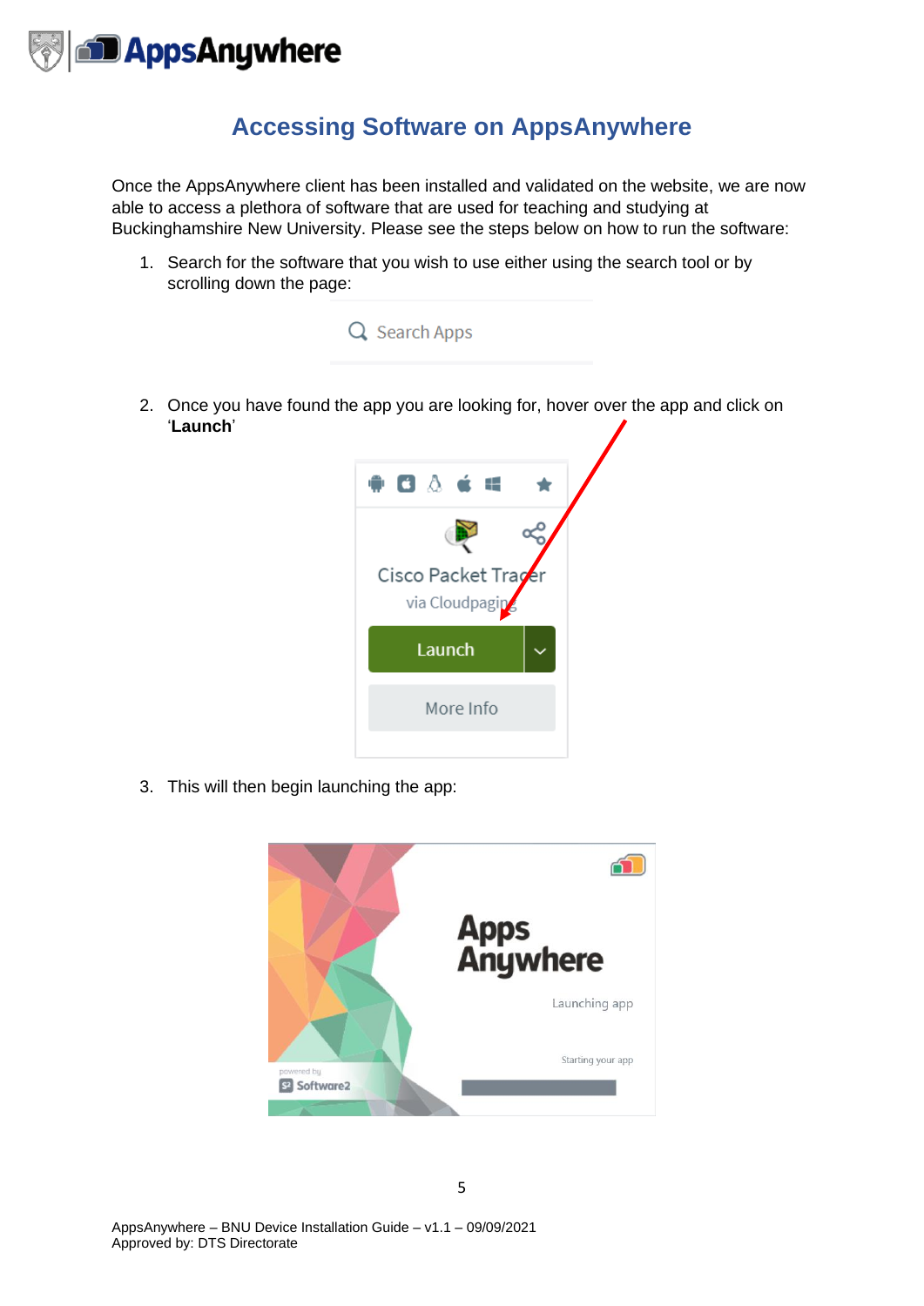# Accessing Software on AppsAnywhere

Once the AppsAnywhere client has been installed and validated on the website, we are now able to access a plethora of software that are used for teaching and studying at Buckinghamshire New University. Please see the steps below on how to run the software:

1. Search for the software that you wish to use either using the search tool or by scrolling down the page:

2. Once you have found the app you are looking for, hover over the app and click on '**Launch**'

3. This will then begin launching the app: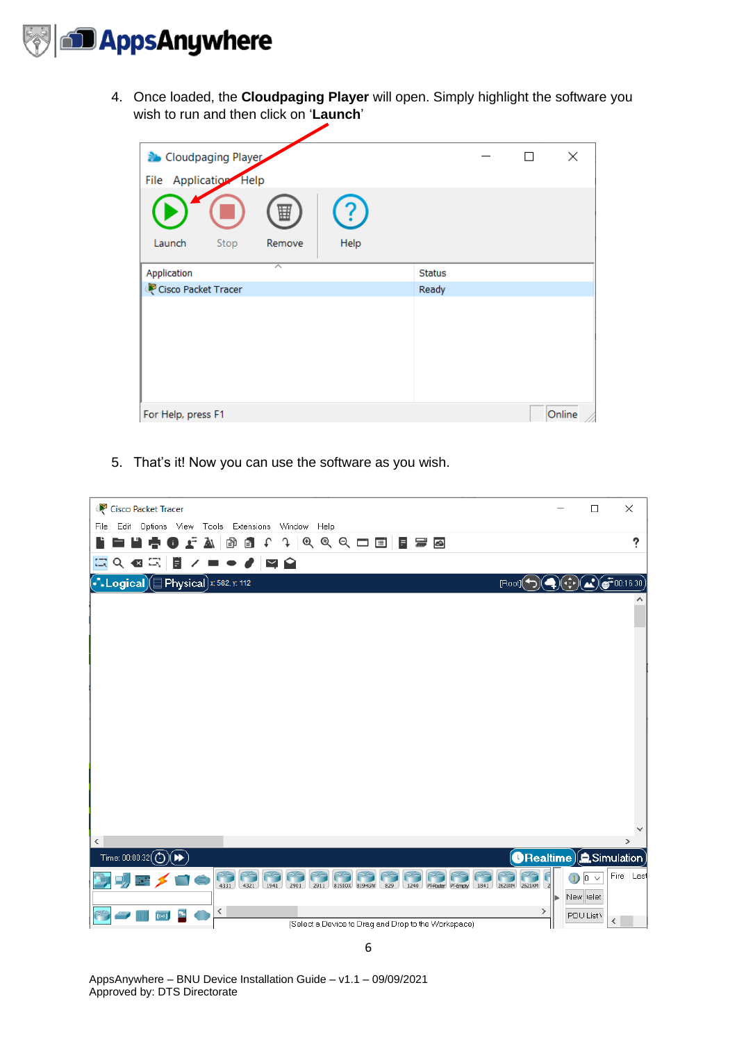4. Once loaded, the **Cloudpaging Player** will open. Simply highlight the software you wish to run and then click on '**Launch**'

5. That's it! Now you can use the software as you wish.